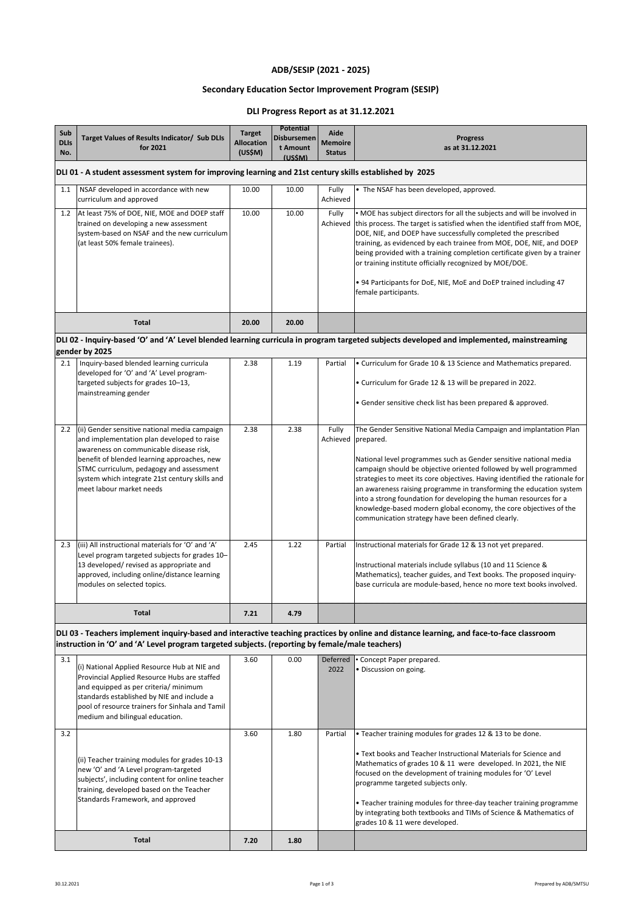# ADB/SESIP (2021 - 2025)

## Secondary Education Sector Improvement Program (SESIP)

### DLI Progress Report as at 31.12.2021

| Sub DLIs No. | Target Values of Results Indicator/ Sub DLIs for 2021 | Target Allocation (US$M) | Potential Disbursement Amount (US$M) | Aide Memoire Status | Progress as at 31.12.2021 |
|---|---|---|---|---|---|
| **DLI 01 - A student assessment system for improving learning and 21st century skills established by 2025** | | | | | |
| 1.1 | NSAF developed in accordance with new curriculum and approved | 10.00 | 10.00 | Fully Achieved | • The NSAF has been developed, approved. |
| 1.2 | At least 75% of DOE, NIE, MOE and DOEP staff trained on developing a new assessment system-based on NSAF and the new curriculum (at least 50% female trainees). | 10.00 | 10.00 | Fully Achieved | • MOE has subject directors for all the subjects and will be involved in this process. The target is satisfied when the identified staff from MOE, DOE, NIE, and DOEP have successfully completed the prescribed training, as evidenced by each trainee from MOE, DOE, NIE, and DOEP being provided with a training completion certificate given by a trainer or training institute officially recognized by MOE/DOE.<br><br>• 94 Participants for DoE, NIE, MoE and DoEP trained including 47 female participants. |
| | **Total** | **20.00** | **20.00** | | |
| **DLI 02 - Inquiry-based 'O' and 'A' Level blended learning curricula in program targeted subjects developed and implemented, mainstreaming gender by 2025** | | | | | |
| 2.1 | Inquiry-based blended learning curricula developed for 'O' and 'A' Level program-targeted subjects for grades 10–13, mainstreaming gender | 2.38 | 1.19 | Partial | • Curriculum for Grade 10 & 13 Science and Mathematics prepared.<br><br>• Curriculum for Grade 12 & 13 will be prepared in 2022.<br><br>• Gender sensitive check list has been prepared & approved. |
| 2.2 | (ii) Gender sensitive national media campaign and implementation plan developed to raise awareness on communicable disease risk, benefit of blended learning approaches, new STMC curriculum, pedagogy and assessment system which integrate 21st century skills and meet labour market needs | 2.38 | 2.38 | Fully Achieved | The Gender Sensitive National Media Campaign and implantation Plan prepared.<br><br>National level programmes such as Gender sensitive national media campaign should be objective oriented followed by well programmed strategies to meet its core objectives. Having identified the rationale for an awareness raising programme in transforming the education system into a strong foundation for developing the human resources for a knowledge-based modern global economy, the core objectives of the communication strategy have been defined clearly. |
| 2.3 | (iii) All instructional materials for 'O' and 'A' Level program targeted subjects for grades 10–13 developed/ revised as appropriate and approved, including online/distance learning modules on selected topics. | 2.45 | 1.22 | Partial | Instructional materials for Grade 12 & 13 not yet prepared.<br><br>Instructional materials include syllabus (10 and 11 Science & Mathematics), teacher guides, and Text books. The proposed inquiry-base curricula are module-based, hence no more text books involved. |
| | **Total** | **7.21** | **4.79** | | |
| **DLI 03 - Teachers implement inquiry-based and interactive teaching practices by online and distance learning, and face-to-face classroom instruction in 'O' and 'A' Level program targeted subjects. (reporting by female/male teachers)** | | | | | |
| 3.1 | (i) National Applied Resource Hub at NIE and Provincial Applied Resource Hubs are staffed and equipped as per criteria/ minimum standards established by NIE and include a pool of resource trainers for Sinhala and Tamil medium and bilingual education. | 3.60 | 0.00 | Deferred 2022 | • Concept Paper prepared.<br>• Discussion on going. |
| 3.2 | (ii) Teacher training modules for grades 10-13 new 'O' and 'A Level program-targeted subjects', including content for online teacher training, developed based on the Teacher Standards Framework, and approved | 3.60 | 1.80 | Partial | • Teacher training modules for grades 12 & 13 to be done.<br><br>• Text books and Teacher Instructional Materials for Science and Mathematics of grades 10 & 11 were developed. In 2021, the NIE focused on the development of training modules for 'O' Level programme targeted subjects only.<br><br>• Teacher training modules for three-day teacher training programme by integrating both textbooks and TIMs of Science & Mathematics of grades 10 & 11 were developed. |
| | **Total** | **7.20** | **1.80** | | |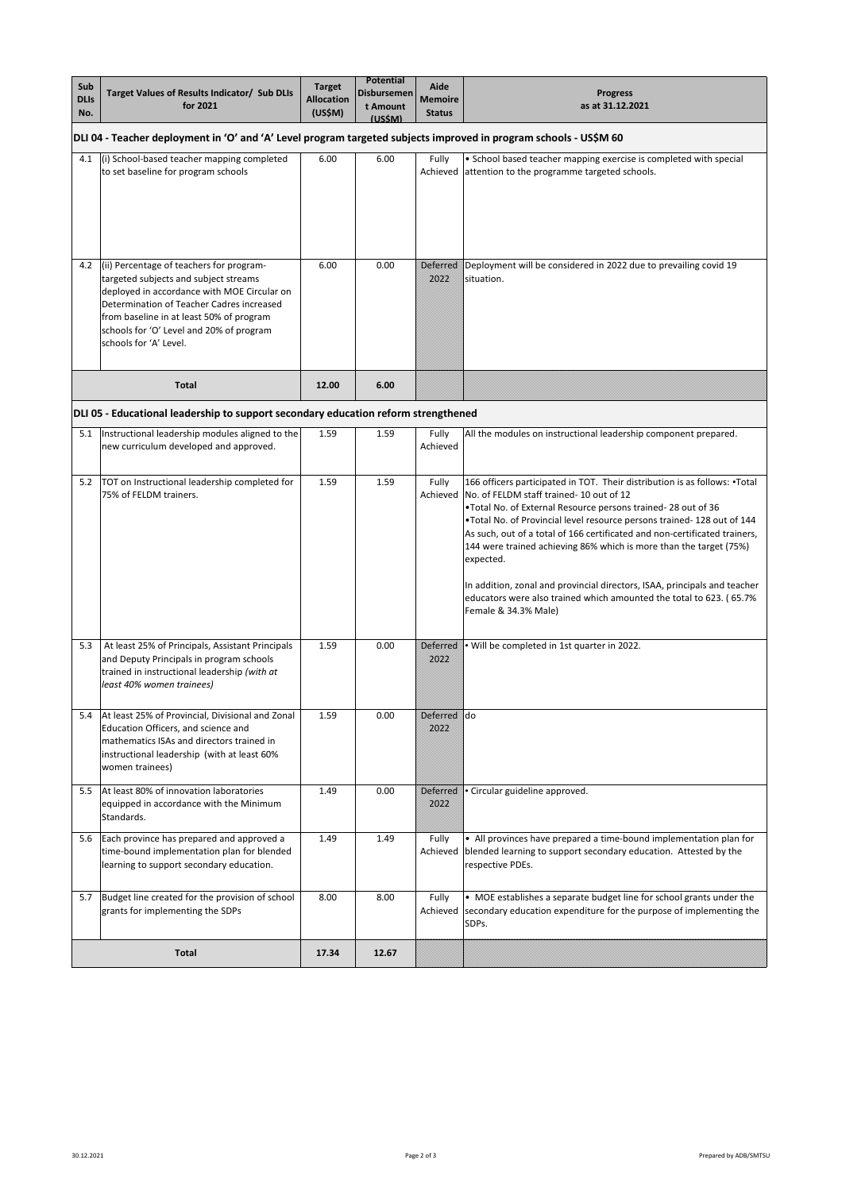| Sub DLIs No. | Target Values of Results Indicator/ Sub DLIs for 2021 | Target Allocation (US$M) | Potential Disbursement Amount (US$M) | Aide Memoire Status | Progress as at 31.12.2021 |
|---|---|---|---|---|---|
| **DLI 04 - Teacher deployment in 'O' and 'A' Level program targeted subjects improved in program schools - US$M 60** | | | | | |
| 4.1 | (i) School-based teacher mapping completed to set baseline for program schools | 6.00 | 6.00 | Fully Achieved | • School based teacher mapping exercise is completed with special attention to the programme targeted schools. |
| 4.2 | (ii) Percentage of teachers for program-targeted subjects and subject streams deployed in accordance with MOE Circular on Determination of Teacher Cadres increased from baseline in at least 50% of program schools for 'O' Level and 20% of program schools for 'A' Level. | 6.00 | 0.00 | Deferred 2022 | Deployment will be considered in 2022 due to prevailing covid 19 situation. |
| | **Total** | **12.00** | **6.00** | | |
| **DLI 05 - Educational leadership to support secondary education reform strengthened** | | | | | |
| 5.1 | Instructional leadership modules aligned to the new curriculum developed and approved. | 1.59 | 1.59 | Fully Achieved | All the modules on instructional leadership component prepared. |
| 5.2 | TOT on Instructional leadership completed for 75% of FELDM trainers. | 1.59 | 1.59 | Fully Achieved | 166 officers participated in TOT. Their distribution is as follows: •Total No. of FELDM staff trained- 10 out of 12<br>•Total No. of External Resource persons trained- 28 out of 36<br>•Total No. of Provincial level resource persons trained- 128 out of 144<br>As such, out of a total of 166 certificated and non-certificated trainers, 144 were trained achieving 86% which is more than the target (75%) expected.<br><br>In addition, zonal and provincial directors, ISAA, principals and teacher educators were also trained which amounted the total to 623. ( 65.7% Female & 34.3% Male) |
| 5.3 | At least 25% of Principals, Assistant Principals and Deputy Principals in program schools trained in instructional leadership *(with at least 40% women trainees)* | 1.59 | 0.00 | Deferred 2022 | • Will be completed in 1st quarter in 2022. |
| 5.4 | At least 25% of Provincial, Divisional and Zonal Education Officers, and science and mathematics ISAs and directors trained in instructional leadership (with at least 60% women trainees) | 1.59 | 0.00 | Deferred 2022 | do |
| 5.5 | At least 80% of innovation laboratories equipped in accordance with the Minimum Standards. | 1.49 | 0.00 | Deferred 2022 | • Circular guideline approved. |
| 5.6 | Each province has prepared and approved a time-bound implementation plan for blended learning to support secondary education. | 1.49 | 1.49 | Fully Achieved | • All provinces have prepared a time-bound implementation plan for blended learning to support secondary education. Attested by the respective PDEs. |
| 5.7 | Budget line created for the provision of school grants for implementing the SDPs | 8.00 | 8.00 | Fully Achieved | • MOE establishes a separate budget line for school grants under the secondary education expenditure for the purpose of implementing the SDPs. |
| | **Total** | **17.34** | **12.67** | | |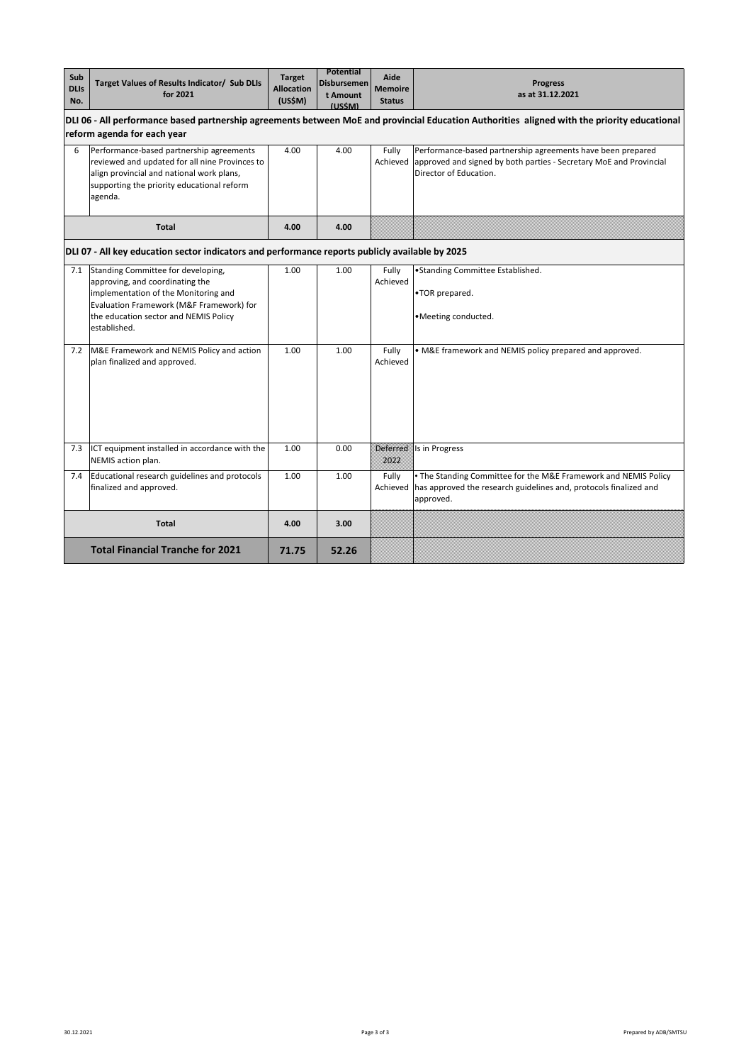| Sub DLIs No. | Target Values of Results Indicator/ Sub DLIs for 2021 | Target Allocation (US$M) | Potential Disbursement Amount (US$M) | Aide Memoire Status | Progress as at 31.12.2021 |
|---|---|---|---|---|---|
| **DLI 06 - All performance based partnership agreements between MoE and provincial Education Authorities aligned with the priority educational reform agenda for each year** | | | | | |
| 6 | Performance-based partnership agreements reviewed and updated for all nine Provinces to align provincial and national work plans, supporting the priority educational reform agenda. | 4.00 | 4.00 | Fully Achieved | Performance-based partnership agreements have been prepared approved and signed by both parties - Secretary MoE and Provincial Director of Education. |
| **Total** | | **4.00** | **4.00** | | |
| **DLI 07 - All key education sector indicators and performance reports publicly available by 2025** | | | | | |
| 7.1 | Standing Committee for developing, approving, and coordinating the implementation of the Monitoring and Evaluation Framework (M&E Framework) for the education sector and NEMIS Policy established. | 1.00 | 1.00 | Fully Achieved | •Standing Committee Established.<br>•TOR prepared.<br>•Meeting conducted. |
| 7.2 | M&E Framework and NEMIS Policy and action plan finalized and approved. | 1.00 | 1.00 | Fully Achieved | • M&E framework and NEMIS policy prepared and approved. |
| 7.3 | ICT equipment installed in accordance with the NEMIS action plan. | 1.00 | 0.00 | Deferred 2022 | Is in Progress |
| 7.4 | Educational research guidelines and protocols finalized and approved. | 1.00 | 1.00 | Fully Achieved | • The Standing Committee for the M&E Framework and NEMIS Policy has approved the research guidelines and, protocols finalized and approved. |
| **Total** | | **4.00** | **3.00** | | |
| **Total Financial Tranche for 2021** | | **71.75** | **52.26** | | |

30.12.2021

Prepared by ADB/SMTSU